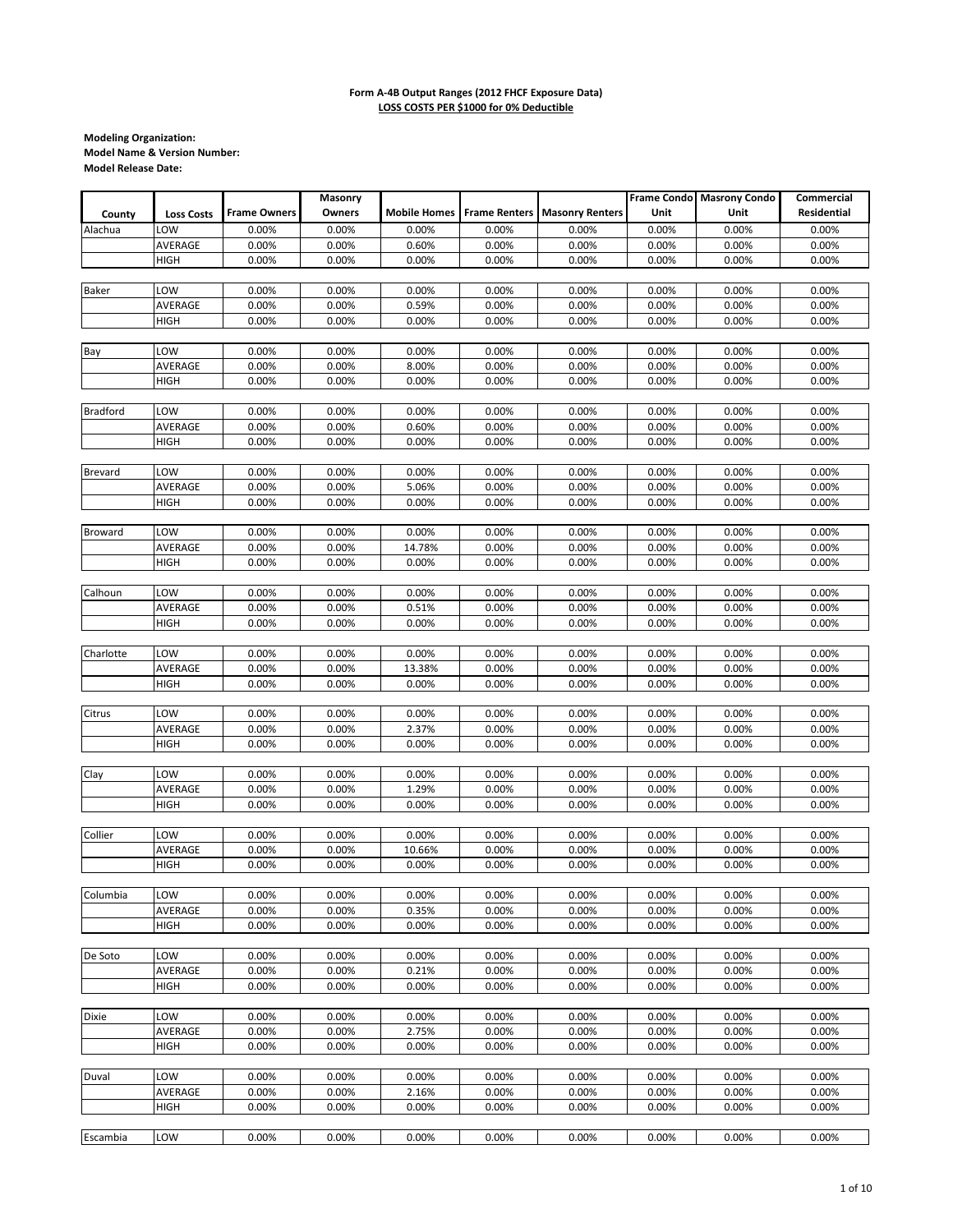**Form A-4B Output Ranges (2012 FHCF Exposure Data)**
**LOSS COSTS PER $1000 for 0% Deductible**

**Modeling Organization:**
**Model Name & Version Number:**
**Model Release Date:**

| County | Loss Costs | Frame Owners | Masonry Owners | Mobile Homes | Frame Renters | Masonry Renters | Frame Condo Unit | Masrony Condo Unit | Commercial Residential |
|---|---|---|---|---|---|---|---|---|---|
| Alachua | LOW | 0.00% | 0.00% | 0.00% | 0.00% | 0.00% | 0.00% | 0.00% | 0.00% |
| | AVERAGE | 0.00% | 0.00% | 0.60% | 0.00% | 0.00% | 0.00% | 0.00% | 0.00% |
| | HIGH | 0.00% | 0.00% | 0.00% | 0.00% | 0.00% | 0.00% | 0.00% | 0.00% |
| Baker | LOW | 0.00% | 0.00% | 0.00% | 0.00% | 0.00% | 0.00% | 0.00% | 0.00% |
| | AVERAGE | 0.00% | 0.00% | 0.59% | 0.00% | 0.00% | 0.00% | 0.00% | 0.00% |
| | HIGH | 0.00% | 0.00% | 0.00% | 0.00% | 0.00% | 0.00% | 0.00% | 0.00% |
| Bay | LOW | 0.00% | 0.00% | 0.00% | 0.00% | 0.00% | 0.00% | 0.00% | 0.00% |
| | AVERAGE | 0.00% | 0.00% | 8.00% | 0.00% | 0.00% | 0.00% | 0.00% | 0.00% |
| | HIGH | 0.00% | 0.00% | 0.00% | 0.00% | 0.00% | 0.00% | 0.00% | 0.00% |
| Bradford | LOW | 0.00% | 0.00% | 0.00% | 0.00% | 0.00% | 0.00% | 0.00% | 0.00% |
| | AVERAGE | 0.00% | 0.00% | 0.60% | 0.00% | 0.00% | 0.00% | 0.00% | 0.00% |
| | HIGH | 0.00% | 0.00% | 0.00% | 0.00% | 0.00% | 0.00% | 0.00% | 0.00% |
| Brevard | LOW | 0.00% | 0.00% | 0.00% | 0.00% | 0.00% | 0.00% | 0.00% | 0.00% |
| | AVERAGE | 0.00% | 0.00% | 5.06% | 0.00% | 0.00% | 0.00% | 0.00% | 0.00% |
| | HIGH | 0.00% | 0.00% | 0.00% | 0.00% | 0.00% | 0.00% | 0.00% | 0.00% |
| Broward | LOW | 0.00% | 0.00% | 0.00% | 0.00% | 0.00% | 0.00% | 0.00% | 0.00% |
| | AVERAGE | 0.00% | 0.00% | 14.78% | 0.00% | 0.00% | 0.00% | 0.00% | 0.00% |
| | HIGH | 0.00% | 0.00% | 0.00% | 0.00% | 0.00% | 0.00% | 0.00% | 0.00% |
| Calhoun | LOW | 0.00% | 0.00% | 0.00% | 0.00% | 0.00% | 0.00% | 0.00% | 0.00% |
| | AVERAGE | 0.00% | 0.00% | 0.51% | 0.00% | 0.00% | 0.00% | 0.00% | 0.00% |
| | HIGH | 0.00% | 0.00% | 0.00% | 0.00% | 0.00% | 0.00% | 0.00% | 0.00% |
| Charlotte | LOW | 0.00% | 0.00% | 0.00% | 0.00% | 0.00% | 0.00% | 0.00% | 0.00% |
| | AVERAGE | 0.00% | 0.00% | 13.38% | 0.00% | 0.00% | 0.00% | 0.00% | 0.00% |
| | HIGH | 0.00% | 0.00% | 0.00% | 0.00% | 0.00% | 0.00% | 0.00% | 0.00% |
| Citrus | LOW | 0.00% | 0.00% | 0.00% | 0.00% | 0.00% | 0.00% | 0.00% | 0.00% |
| | AVERAGE | 0.00% | 0.00% | 2.37% | 0.00% | 0.00% | 0.00% | 0.00% | 0.00% |
| | HIGH | 0.00% | 0.00% | 0.00% | 0.00% | 0.00% | 0.00% | 0.00% | 0.00% |
| Clay | LOW | 0.00% | 0.00% | 0.00% | 0.00% | 0.00% | 0.00% | 0.00% | 0.00% |
| | AVERAGE | 0.00% | 0.00% | 1.29% | 0.00% | 0.00% | 0.00% | 0.00% | 0.00% |
| | HIGH | 0.00% | 0.00% | 0.00% | 0.00% | 0.00% | 0.00% | 0.00% | 0.00% |
| Collier | LOW | 0.00% | 0.00% | 0.00% | 0.00% | 0.00% | 0.00% | 0.00% | 0.00% |
| | AVERAGE | 0.00% | 0.00% | 10.66% | 0.00% | 0.00% | 0.00% | 0.00% | 0.00% |
| | HIGH | 0.00% | 0.00% | 0.00% | 0.00% | 0.00% | 0.00% | 0.00% | 0.00% |
| Columbia | LOW | 0.00% | 0.00% | 0.00% | 0.00% | 0.00% | 0.00% | 0.00% | 0.00% |
| | AVERAGE | 0.00% | 0.00% | 0.35% | 0.00% | 0.00% | 0.00% | 0.00% | 0.00% |
| | HIGH | 0.00% | 0.00% | 0.00% | 0.00% | 0.00% | 0.00% | 0.00% | 0.00% |
| De Soto | LOW | 0.00% | 0.00% | 0.00% | 0.00% | 0.00% | 0.00% | 0.00% | 0.00% |
| | AVERAGE | 0.00% | 0.00% | 0.21% | 0.00% | 0.00% | 0.00% | 0.00% | 0.00% |
| | HIGH | 0.00% | 0.00% | 0.00% | 0.00% | 0.00% | 0.00% | 0.00% | 0.00% |
| Dixie | LOW | 0.00% | 0.00% | 0.00% | 0.00% | 0.00% | 0.00% | 0.00% | 0.00% |
| | AVERAGE | 0.00% | 0.00% | 2.75% | 0.00% | 0.00% | 0.00% | 0.00% | 0.00% |
| | HIGH | 0.00% | 0.00% | 0.00% | 0.00% | 0.00% | 0.00% | 0.00% | 0.00% |
| Duval | LOW | 0.00% | 0.00% | 0.00% | 0.00% | 0.00% | 0.00% | 0.00% | 0.00% |
| | AVERAGE | 0.00% | 0.00% | 2.16% | 0.00% | 0.00% | 0.00% | 0.00% | 0.00% |
| | HIGH | 0.00% | 0.00% | 0.00% | 0.00% | 0.00% | 0.00% | 0.00% | 0.00% |
| Escambia | LOW | 0.00% | 0.00% | 0.00% | 0.00% | 0.00% | 0.00% | 0.00% | 0.00% |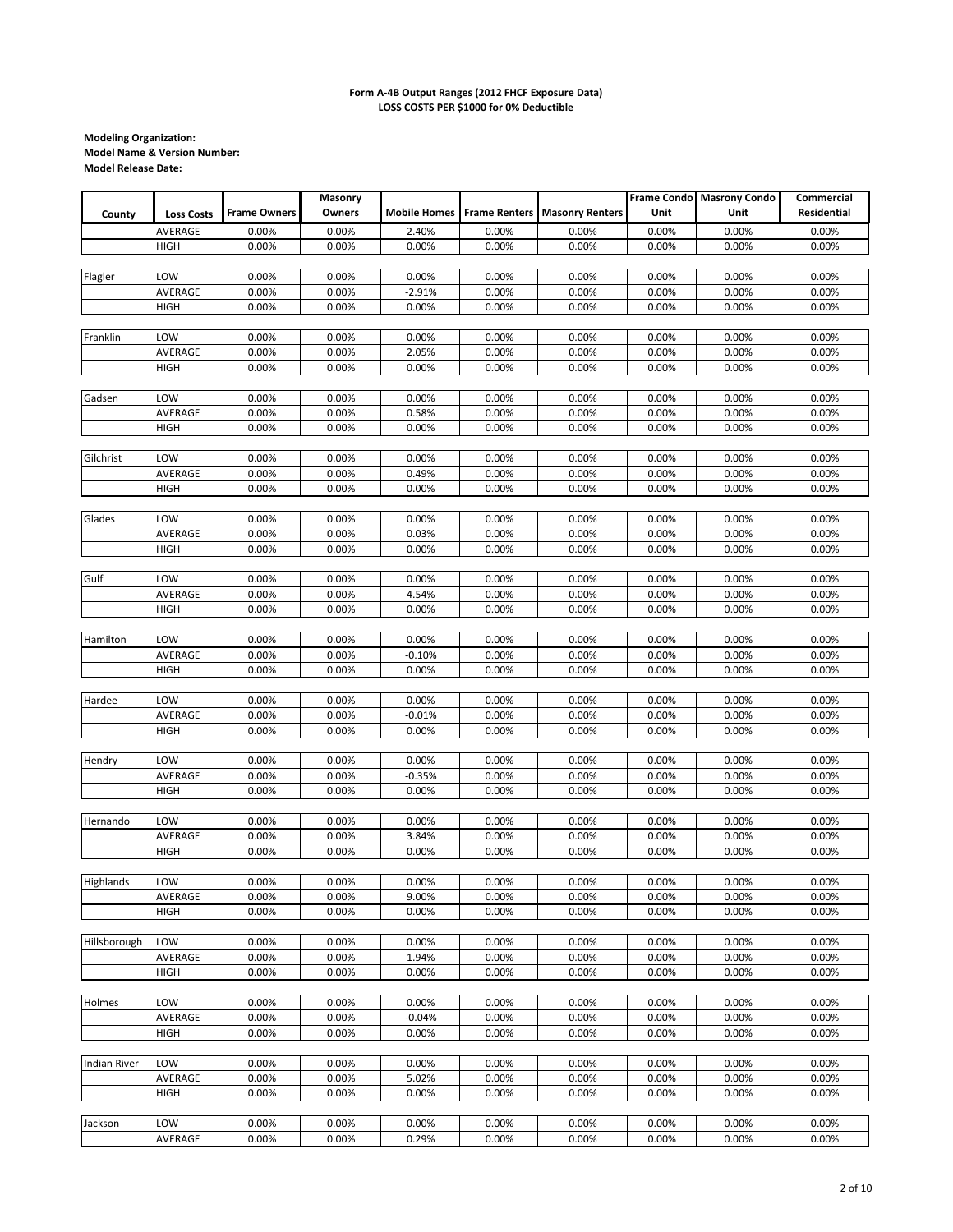**Form A-4B Output Ranges (2012 FHCF Exposure Data)**
**LOSS COSTS PER $1000 for 0% Deductible**

**Modeling Organization:**
**Model Name & Version Number:**
**Model Release Date:**

| County | Loss Costs | Frame Owners | Masonry Owners | Mobile Homes | Frame Renters | Masonry Renters | Frame Condo Unit | Masrony Condo Unit | Commercial Residential |
|---|---|---|---|---|---|---|---|---|---|
| | AVERAGE | 0.00% | 0.00% | 2.40% | 0.00% | 0.00% | 0.00% | 0.00% | 0.00% |
| | HIGH | 0.00% | 0.00% | 0.00% | 0.00% | 0.00% | 0.00% | 0.00% | 0.00% |
| Flagler | LOW | 0.00% | 0.00% | 0.00% | 0.00% | 0.00% | 0.00% | 0.00% | 0.00% |
| | AVERAGE | 0.00% | 0.00% | -2.91% | 0.00% | 0.00% | 0.00% | 0.00% | 0.00% |
| | HIGH | 0.00% | 0.00% | 0.00% | 0.00% | 0.00% | 0.00% | 0.00% | 0.00% |
| Franklin | LOW | 0.00% | 0.00% | 0.00% | 0.00% | 0.00% | 0.00% | 0.00% | 0.00% |
| | AVERAGE | 0.00% | 0.00% | 2.05% | 0.00% | 0.00% | 0.00% | 0.00% | 0.00% |
| | HIGH | 0.00% | 0.00% | 0.00% | 0.00% | 0.00% | 0.00% | 0.00% | 0.00% |
| Gadsen | LOW | 0.00% | 0.00% | 0.00% | 0.00% | 0.00% | 0.00% | 0.00% | 0.00% |
| | AVERAGE | 0.00% | 0.00% | 0.58% | 0.00% | 0.00% | 0.00% | 0.00% | 0.00% |
| | HIGH | 0.00% | 0.00% | 0.00% | 0.00% | 0.00% | 0.00% | 0.00% | 0.00% |
| Gilchrist | LOW | 0.00% | 0.00% | 0.00% | 0.00% | 0.00% | 0.00% | 0.00% | 0.00% |
| | AVERAGE | 0.00% | 0.00% | 0.49% | 0.00% | 0.00% | 0.00% | 0.00% | 0.00% |
| | HIGH | 0.00% | 0.00% | 0.00% | 0.00% | 0.00% | 0.00% | 0.00% | 0.00% |
| Glades | LOW | 0.00% | 0.00% | 0.00% | 0.00% | 0.00% | 0.00% | 0.00% | 0.00% |
| | AVERAGE | 0.00% | 0.00% | 0.03% | 0.00% | 0.00% | 0.00% | 0.00% | 0.00% |
| | HIGH | 0.00% | 0.00% | 0.00% | 0.00% | 0.00% | 0.00% | 0.00% | 0.00% |
| Gulf | LOW | 0.00% | 0.00% | 0.00% | 0.00% | 0.00% | 0.00% | 0.00% | 0.00% |
| | AVERAGE | 0.00% | 0.00% | 4.54% | 0.00% | 0.00% | 0.00% | 0.00% | 0.00% |
| | HIGH | 0.00% | 0.00% | 0.00% | 0.00% | 0.00% | 0.00% | 0.00% | 0.00% |
| Hamilton | LOW | 0.00% | 0.00% | 0.00% | 0.00% | 0.00% | 0.00% | 0.00% | 0.00% |
| | AVERAGE | 0.00% | 0.00% | -0.10% | 0.00% | 0.00% | 0.00% | 0.00% | 0.00% |
| | HIGH | 0.00% | 0.00% | 0.00% | 0.00% | 0.00% | 0.00% | 0.00% | 0.00% |
| Hardee | LOW | 0.00% | 0.00% | 0.00% | 0.00% | 0.00% | 0.00% | 0.00% | 0.00% |
| | AVERAGE | 0.00% | 0.00% | -0.01% | 0.00% | 0.00% | 0.00% | 0.00% | 0.00% |
| | HIGH | 0.00% | 0.00% | 0.00% | 0.00% | 0.00% | 0.00% | 0.00% | 0.00% |
| Hendry | LOW | 0.00% | 0.00% | 0.00% | 0.00% | 0.00% | 0.00% | 0.00% | 0.00% |
| | AVERAGE | 0.00% | 0.00% | -0.35% | 0.00% | 0.00% | 0.00% | 0.00% | 0.00% |
| | HIGH | 0.00% | 0.00% | 0.00% | 0.00% | 0.00% | 0.00% | 0.00% | 0.00% |
| Hernando | LOW | 0.00% | 0.00% | 0.00% | 0.00% | 0.00% | 0.00% | 0.00% | 0.00% |
| | AVERAGE | 0.00% | 0.00% | 3.84% | 0.00% | 0.00% | 0.00% | 0.00% | 0.00% |
| | HIGH | 0.00% | 0.00% | 0.00% | 0.00% | 0.00% | 0.00% | 0.00% | 0.00% |
| Highlands | LOW | 0.00% | 0.00% | 0.00% | 0.00% | 0.00% | 0.00% | 0.00% | 0.00% |
| | AVERAGE | 0.00% | 0.00% | 9.00% | 0.00% | 0.00% | 0.00% | 0.00% | 0.00% |
| | HIGH | 0.00% | 0.00% | 0.00% | 0.00% | 0.00% | 0.00% | 0.00% | 0.00% |
| Hillsborough | LOW | 0.00% | 0.00% | 0.00% | 0.00% | 0.00% | 0.00% | 0.00% | 0.00% |
| | AVERAGE | 0.00% | 0.00% | 1.94% | 0.00% | 0.00% | 0.00% | 0.00% | 0.00% |
| | HIGH | 0.00% | 0.00% | 0.00% | 0.00% | 0.00% | 0.00% | 0.00% | 0.00% |
| Holmes | LOW | 0.00% | 0.00% | 0.00% | 0.00% | 0.00% | 0.00% | 0.00% | 0.00% |
| | AVERAGE | 0.00% | 0.00% | -0.04% | 0.00% | 0.00% | 0.00% | 0.00% | 0.00% |
| | HIGH | 0.00% | 0.00% | 0.00% | 0.00% | 0.00% | 0.00% | 0.00% | 0.00% |
| Indian River | LOW | 0.00% | 0.00% | 0.00% | 0.00% | 0.00% | 0.00% | 0.00% | 0.00% |
| | AVERAGE | 0.00% | 0.00% | 5.02% | 0.00% | 0.00% | 0.00% | 0.00% | 0.00% |
| | HIGH | 0.00% | 0.00% | 0.00% | 0.00% | 0.00% | 0.00% | 0.00% | 0.00% |
| Jackson | LOW | 0.00% | 0.00% | 0.00% | 0.00% | 0.00% | 0.00% | 0.00% | 0.00% |
| | AVERAGE | 0.00% | 0.00% | 0.29% | 0.00% | 0.00% | 0.00% | 0.00% | 0.00% |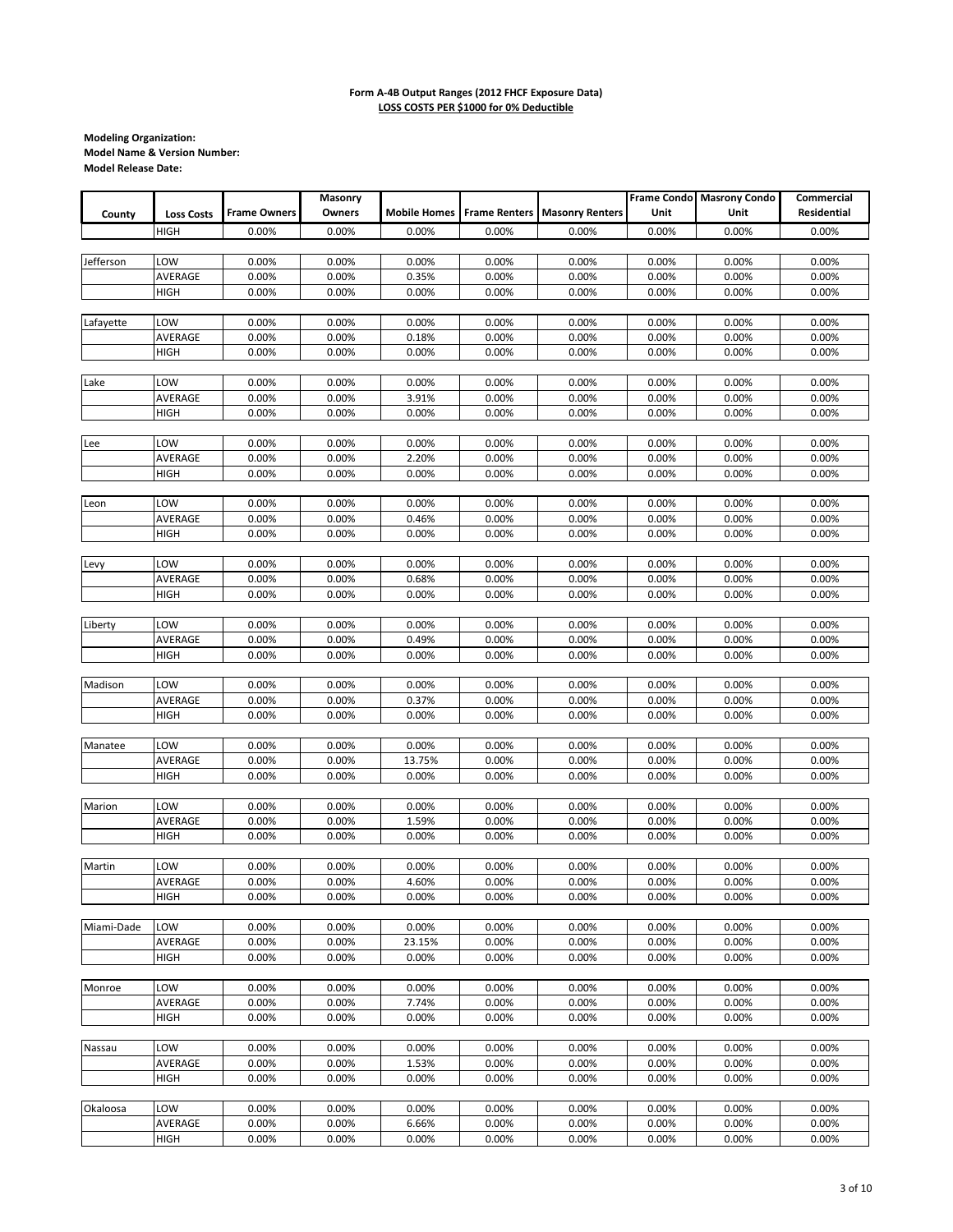**Form A-4B Output Ranges (2012 FHCF Exposure Data)**
**LOSS COSTS PER $1000 for 0% Deductible**

**Modeling Organization:**
**Model Name & Version Number:**
**Model Release Date:**

| County | Loss Costs | Frame Owners | Masonry Owners | Mobile Homes | Frame Renters | Masonry Renters | Frame Condo Unit | Masrony Condo Unit | Commercial Residential |
|---|---|---|---|---|---|---|---|---|---|
| | HIGH | 0.00% | 0.00% | 0.00% | 0.00% | 0.00% | 0.00% | 0.00% | 0.00% |
| Jefferson | LOW | 0.00% | 0.00% | 0.00% | 0.00% | 0.00% | 0.00% | 0.00% | 0.00% |
| | AVERAGE | 0.00% | 0.00% | 0.35% | 0.00% | 0.00% | 0.00% | 0.00% | 0.00% |
| | HIGH | 0.00% | 0.00% | 0.00% | 0.00% | 0.00% | 0.00% | 0.00% | 0.00% |
| Lafayette | LOW | 0.00% | 0.00% | 0.00% | 0.00% | 0.00% | 0.00% | 0.00% | 0.00% |
| | AVERAGE | 0.00% | 0.00% | 0.18% | 0.00% | 0.00% | 0.00% | 0.00% | 0.00% |
| | HIGH | 0.00% | 0.00% | 0.00% | 0.00% | 0.00% | 0.00% | 0.00% | 0.00% |
| Lake | LOW | 0.00% | 0.00% | 0.00% | 0.00% | 0.00% | 0.00% | 0.00% | 0.00% |
| | AVERAGE | 0.00% | 0.00% | 3.91% | 0.00% | 0.00% | 0.00% | 0.00% | 0.00% |
| | HIGH | 0.00% | 0.00% | 0.00% | 0.00% | 0.00% | 0.00% | 0.00% | 0.00% |
| Lee | LOW | 0.00% | 0.00% | 0.00% | 0.00% | 0.00% | 0.00% | 0.00% | 0.00% |
| | AVERAGE | 0.00% | 0.00% | 2.20% | 0.00% | 0.00% | 0.00% | 0.00% | 0.00% |
| | HIGH | 0.00% | 0.00% | 0.00% | 0.00% | 0.00% | 0.00% | 0.00% | 0.00% |
| Leon | LOW | 0.00% | 0.00% | 0.00% | 0.00% | 0.00% | 0.00% | 0.00% | 0.00% |
| | AVERAGE | 0.00% | 0.00% | 0.46% | 0.00% | 0.00% | 0.00% | 0.00% | 0.00% |
| | HIGH | 0.00% | 0.00% | 0.00% | 0.00% | 0.00% | 0.00% | 0.00% | 0.00% |
| Levy | LOW | 0.00% | 0.00% | 0.00% | 0.00% | 0.00% | 0.00% | 0.00% | 0.00% |
| | AVERAGE | 0.00% | 0.00% | 0.68% | 0.00% | 0.00% | 0.00% | 0.00% | 0.00% |
| | HIGH | 0.00% | 0.00% | 0.00% | 0.00% | 0.00% | 0.00% | 0.00% | 0.00% |
| Liberty | LOW | 0.00% | 0.00% | 0.00% | 0.00% | 0.00% | 0.00% | 0.00% | 0.00% |
| | AVERAGE | 0.00% | 0.00% | 0.49% | 0.00% | 0.00% | 0.00% | 0.00% | 0.00% |
| | HIGH | 0.00% | 0.00% | 0.00% | 0.00% | 0.00% | 0.00% | 0.00% | 0.00% |
| Madison | LOW | 0.00% | 0.00% | 0.00% | 0.00% | 0.00% | 0.00% | 0.00% | 0.00% |
| | AVERAGE | 0.00% | 0.00% | 0.37% | 0.00% | 0.00% | 0.00% | 0.00% | 0.00% |
| | HIGH | 0.00% | 0.00% | 0.00% | 0.00% | 0.00% | 0.00% | 0.00% | 0.00% |
| Manatee | LOW | 0.00% | 0.00% | 0.00% | 0.00% | 0.00% | 0.00% | 0.00% | 0.00% |
| | AVERAGE | 0.00% | 0.00% | 13.75% | 0.00% | 0.00% | 0.00% | 0.00% | 0.00% |
| | HIGH | 0.00% | 0.00% | 0.00% | 0.00% | 0.00% | 0.00% | 0.00% | 0.00% |
| Marion | LOW | 0.00% | 0.00% | 0.00% | 0.00% | 0.00% | 0.00% | 0.00% | 0.00% |
| | AVERAGE | 0.00% | 0.00% | 1.59% | 0.00% | 0.00% | 0.00% | 0.00% | 0.00% |
| | HIGH | 0.00% | 0.00% | 0.00% | 0.00% | 0.00% | 0.00% | 0.00% | 0.00% |
| Martin | LOW | 0.00% | 0.00% | 0.00% | 0.00% | 0.00% | 0.00% | 0.00% | 0.00% |
| | AVERAGE | 0.00% | 0.00% | 4.60% | 0.00% | 0.00% | 0.00% | 0.00% | 0.00% |
| | HIGH | 0.00% | 0.00% | 0.00% | 0.00% | 0.00% | 0.00% | 0.00% | 0.00% |
| Miami-Dade | LOW | 0.00% | 0.00% | 0.00% | 0.00% | 0.00% | 0.00% | 0.00% | 0.00% |
| | AVERAGE | 0.00% | 0.00% | 23.15% | 0.00% | 0.00% | 0.00% | 0.00% | 0.00% |
| | HIGH | 0.00% | 0.00% | 0.00% | 0.00% | 0.00% | 0.00% | 0.00% | 0.00% |
| Monroe | LOW | 0.00% | 0.00% | 0.00% | 0.00% | 0.00% | 0.00% | 0.00% | 0.00% |
| | AVERAGE | 0.00% | 0.00% | 7.74% | 0.00% | 0.00% | 0.00% | 0.00% | 0.00% |
| | HIGH | 0.00% | 0.00% | 0.00% | 0.00% | 0.00% | 0.00% | 0.00% | 0.00% |
| Nassau | LOW | 0.00% | 0.00% | 0.00% | 0.00% | 0.00% | 0.00% | 0.00% | 0.00% |
| | AVERAGE | 0.00% | 0.00% | 1.53% | 0.00% | 0.00% | 0.00% | 0.00% | 0.00% |
| | HIGH | 0.00% | 0.00% | 0.00% | 0.00% | 0.00% | 0.00% | 0.00% | 0.00% |
| Okaloosa | LOW | 0.00% | 0.00% | 0.00% | 0.00% | 0.00% | 0.00% | 0.00% | 0.00% |
| | AVERAGE | 0.00% | 0.00% | 6.66% | 0.00% | 0.00% | 0.00% | 0.00% | 0.00% |
| | HIGH | 0.00% | 0.00% | 0.00% | 0.00% | 0.00% | 0.00% | 0.00% | 0.00% |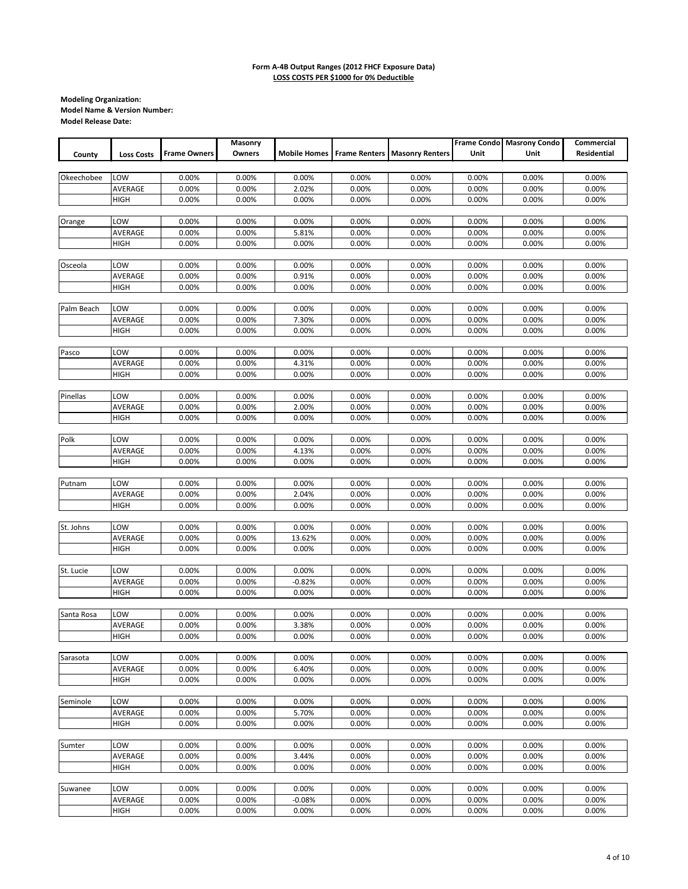**Form A-4B Output Ranges (2012 FHCF Exposure Data)**
**LOSS COSTS PER $1000 for 0% Deductible**

**Modeling Organization:**
**Model Name & Version Number:**
**Model Release Date:**

| County | Loss Costs | Frame Owners | Masonry Owners | Mobile Homes | Frame Renters | Masonry Renters | Frame Condo Unit | Masrony Condo Unit | Commercial Residential |
|---|---|---|---|---|---|---|---|---|---|
| Okeechobee | LOW | 0.00% | 0.00% | 0.00% | 0.00% | 0.00% | 0.00% | 0.00% | 0.00% |
| | AVERAGE | 0.00% | 0.00% | 2.02% | 0.00% | 0.00% | 0.00% | 0.00% | 0.00% |
| | HIGH | 0.00% | 0.00% | 0.00% | 0.00% | 0.00% | 0.00% | 0.00% | 0.00% |
| Orange | LOW | 0.00% | 0.00% | 0.00% | 0.00% | 0.00% | 0.00% | 0.00% | 0.00% |
| | AVERAGE | 0.00% | 0.00% | 5.81% | 0.00% | 0.00% | 0.00% | 0.00% | 0.00% |
| | HIGH | 0.00% | 0.00% | 0.00% | 0.00% | 0.00% | 0.00% | 0.00% | 0.00% |
| Osceola | LOW | 0.00% | 0.00% | 0.00% | 0.00% | 0.00% | 0.00% | 0.00% | 0.00% |
| | AVERAGE | 0.00% | 0.00% | 0.91% | 0.00% | 0.00% | 0.00% | 0.00% | 0.00% |
| | HIGH | 0.00% | 0.00% | 0.00% | 0.00% | 0.00% | 0.00% | 0.00% | 0.00% |
| Palm Beach | LOW | 0.00% | 0.00% | 0.00% | 0.00% | 0.00% | 0.00% | 0.00% | 0.00% |
| | AVERAGE | 0.00% | 0.00% | 7.30% | 0.00% | 0.00% | 0.00% | 0.00% | 0.00% |
| | HIGH | 0.00% | 0.00% | 0.00% | 0.00% | 0.00% | 0.00% | 0.00% | 0.00% |
| Pasco | LOW | 0.00% | 0.00% | 0.00% | 0.00% | 0.00% | 0.00% | 0.00% | 0.00% |
| | AVERAGE | 0.00% | 0.00% | 4.31% | 0.00% | 0.00% | 0.00% | 0.00% | 0.00% |
| | HIGH | 0.00% | 0.00% | 0.00% | 0.00% | 0.00% | 0.00% | 0.00% | 0.00% |
| Pinellas | LOW | 0.00% | 0.00% | 0.00% | 0.00% | 0.00% | 0.00% | 0.00% | 0.00% |
| | AVERAGE | 0.00% | 0.00% | 2.00% | 0.00% | 0.00% | 0.00% | 0.00% | 0.00% |
| | HIGH | 0.00% | 0.00% | 0.00% | 0.00% | 0.00% | 0.00% | 0.00% | 0.00% |
| Polk | LOW | 0.00% | 0.00% | 0.00% | 0.00% | 0.00% | 0.00% | 0.00% | 0.00% |
| | AVERAGE | 0.00% | 0.00% | 4.13% | 0.00% | 0.00% | 0.00% | 0.00% | 0.00% |
| | HIGH | 0.00% | 0.00% | 0.00% | 0.00% | 0.00% | 0.00% | 0.00% | 0.00% |
| Putnam | LOW | 0.00% | 0.00% | 0.00% | 0.00% | 0.00% | 0.00% | 0.00% | 0.00% |
| | AVERAGE | 0.00% | 0.00% | 2.04% | 0.00% | 0.00% | 0.00% | 0.00% | 0.00% |
| | HIGH | 0.00% | 0.00% | 0.00% | 0.00% | 0.00% | 0.00% | 0.00% | 0.00% |
| St. Johns | LOW | 0.00% | 0.00% | 0.00% | 0.00% | 0.00% | 0.00% | 0.00% | 0.00% |
| | AVERAGE | 0.00% | 0.00% | 13.62% | 0.00% | 0.00% | 0.00% | 0.00% | 0.00% |
| | HIGH | 0.00% | 0.00% | 0.00% | 0.00% | 0.00% | 0.00% | 0.00% | 0.00% |
| St. Lucie | LOW | 0.00% | 0.00% | 0.00% | 0.00% | 0.00% | 0.00% | 0.00% | 0.00% |
| | AVERAGE | 0.00% | 0.00% | -0.82% | 0.00% | 0.00% | 0.00% | 0.00% | 0.00% |
| | HIGH | 0.00% | 0.00% | 0.00% | 0.00% | 0.00% | 0.00% | 0.00% | 0.00% |
| Santa Rosa | LOW | 0.00% | 0.00% | 0.00% | 0.00% | 0.00% | 0.00% | 0.00% | 0.00% |
| | AVERAGE | 0.00% | 0.00% | 3.38% | 0.00% | 0.00% | 0.00% | 0.00% | 0.00% |
| | HIGH | 0.00% | 0.00% | 0.00% | 0.00% | 0.00% | 0.00% | 0.00% | 0.00% |
| Sarasota | LOW | 0.00% | 0.00% | 0.00% | 0.00% | 0.00% | 0.00% | 0.00% | 0.00% |
| | AVERAGE | 0.00% | 0.00% | 6.40% | 0.00% | 0.00% | 0.00% | 0.00% | 0.00% |
| | HIGH | 0.00% | 0.00% | 0.00% | 0.00% | 0.00% | 0.00% | 0.00% | 0.00% |
| Seminole | LOW | 0.00% | 0.00% | 0.00% | 0.00% | 0.00% | 0.00% | 0.00% | 0.00% |
| | AVERAGE | 0.00% | 0.00% | 5.70% | 0.00% | 0.00% | 0.00% | 0.00% | 0.00% |
| | HIGH | 0.00% | 0.00% | 0.00% | 0.00% | 0.00% | 0.00% | 0.00% | 0.00% |
| Sumter | LOW | 0.00% | 0.00% | 0.00% | 0.00% | 0.00% | 0.00% | 0.00% | 0.00% |
| | AVERAGE | 0.00% | 0.00% | 3.44% | 0.00% | 0.00% | 0.00% | 0.00% | 0.00% |
| | HIGH | 0.00% | 0.00% | 0.00% | 0.00% | 0.00% | 0.00% | 0.00% | 0.00% |
| Suwanee | LOW | 0.00% | 0.00% | 0.00% | 0.00% | 0.00% | 0.00% | 0.00% | 0.00% |
| | AVERAGE | 0.00% | 0.00% | -0.08% | 0.00% | 0.00% | 0.00% | 0.00% | 0.00% |
| | HIGH | 0.00% | 0.00% | 0.00% | 0.00% | 0.00% | 0.00% | 0.00% | 0.00% |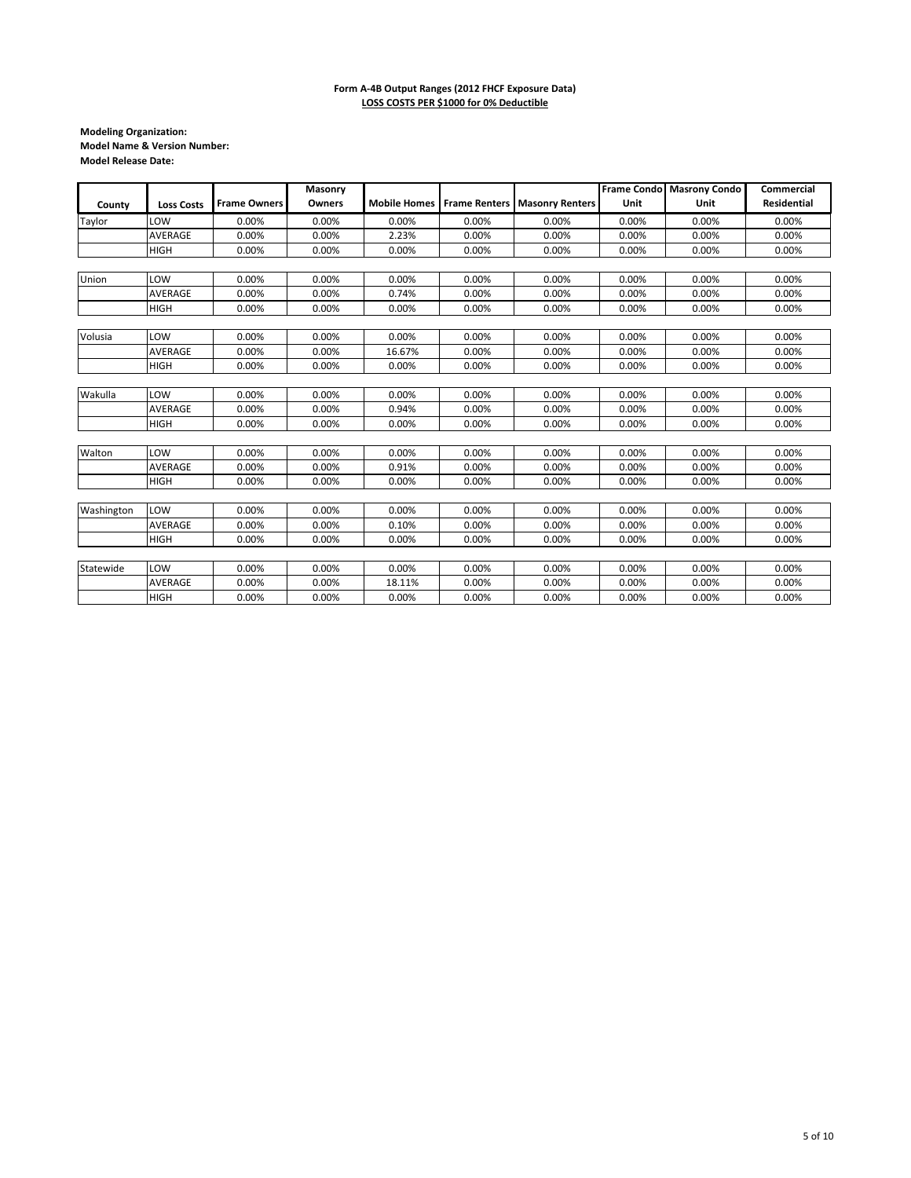**Form A-4B Output Ranges (2012 FHCF Exposure Data)**
**LOSS COSTS PER $1000 for 0% Deductible**

**Modeling Organization:**
**Model Name & Version Number:**
**Model Release Date:**

| County | Loss Costs | Frame Owners | Masonry Owners | Mobile Homes | Frame Renters | Masonry Renters | Frame Condo Unit | Masrony Condo Unit | Commercial Residential |
|---|---|---|---|---|---|---|---|---|---|
| Taylor | LOW | 0.00% | 0.00% | 0.00% | 0.00% | 0.00% | 0.00% | 0.00% | 0.00% |
| | AVERAGE | 0.00% | 0.00% | 2.23% | 0.00% | 0.00% | 0.00% | 0.00% | 0.00% |
| | HIGH | 0.00% | 0.00% | 0.00% | 0.00% | 0.00% | 0.00% | 0.00% | 0.00% |
| Union | LOW | 0.00% | 0.00% | 0.00% | 0.00% | 0.00% | 0.00% | 0.00% | 0.00% |
| | AVERAGE | 0.00% | 0.00% | 0.74% | 0.00% | 0.00% | 0.00% | 0.00% | 0.00% |
| | HIGH | 0.00% | 0.00% | 0.00% | 0.00% | 0.00% | 0.00% | 0.00% | 0.00% |
| Volusia | LOW | 0.00% | 0.00% | 0.00% | 0.00% | 0.00% | 0.00% | 0.00% | 0.00% |
| | AVERAGE | 0.00% | 0.00% | 16.67% | 0.00% | 0.00% | 0.00% | 0.00% | 0.00% |
| | HIGH | 0.00% | 0.00% | 0.00% | 0.00% | 0.00% | 0.00% | 0.00% | 0.00% |
| Wakulla | LOW | 0.00% | 0.00% | 0.00% | 0.00% | 0.00% | 0.00% | 0.00% | 0.00% |
| | AVERAGE | 0.00% | 0.00% | 0.94% | 0.00% | 0.00% | 0.00% | 0.00% | 0.00% |
| | HIGH | 0.00% | 0.00% | 0.00% | 0.00% | 0.00% | 0.00% | 0.00% | 0.00% |
| Walton | LOW | 0.00% | 0.00% | 0.00% | 0.00% | 0.00% | 0.00% | 0.00% | 0.00% |
| | AVERAGE | 0.00% | 0.00% | 0.91% | 0.00% | 0.00% | 0.00% | 0.00% | 0.00% |
| | HIGH | 0.00% | 0.00% | 0.00% | 0.00% | 0.00% | 0.00% | 0.00% | 0.00% |
| Washington | LOW | 0.00% | 0.00% | 0.00% | 0.00% | 0.00% | 0.00% | 0.00% | 0.00% |
| | AVERAGE | 0.00% | 0.00% | 0.10% | 0.00% | 0.00% | 0.00% | 0.00% | 0.00% |
| | HIGH | 0.00% | 0.00% | 0.00% | 0.00% | 0.00% | 0.00% | 0.00% | 0.00% |
| Statewide | LOW | 0.00% | 0.00% | 0.00% | 0.00% | 0.00% | 0.00% | 0.00% | 0.00% |
| | AVERAGE | 0.00% | 0.00% | 18.11% | 0.00% | 0.00% | 0.00% | 0.00% | 0.00% |
| | HIGH | 0.00% | 0.00% | 0.00% | 0.00% | 0.00% | 0.00% | 0.00% | 0.00% |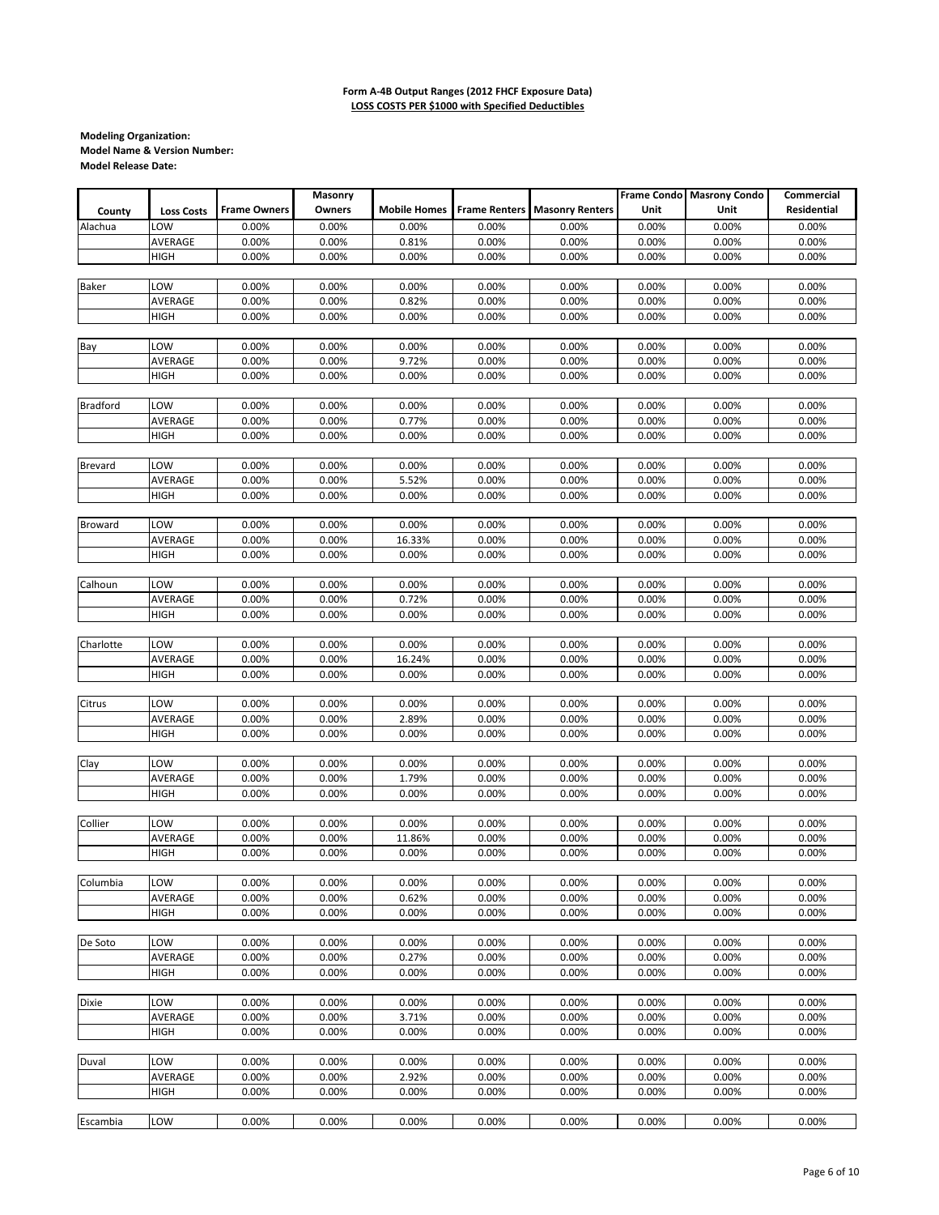**Form A-4B Output Ranges (2012 FHCF Exposure Data)**
**LOSS COSTS PER $1000 with Specified Deductibles**

**Modeling Organization:**
**Model Name & Version Number:**
**Model Release Date:**

| County | Loss Costs | Frame Owners | Masonry Owners | Mobile Homes | Frame Renters | Masonry Renters | Frame Condo Unit | Masrony Condo Unit | Commercial Residential |
|---|---|---|---|---|---|---|---|---|---|
| Alachua | LOW | 0.00% | 0.00% | 0.00% | 0.00% | 0.00% | 0.00% | 0.00% | 0.00% |
| | AVERAGE | 0.00% | 0.00% | 0.81% | 0.00% | 0.00% | 0.00% | 0.00% | 0.00% |
| | HIGH | 0.00% | 0.00% | 0.00% | 0.00% | 0.00% | 0.00% | 0.00% | 0.00% |
| Baker | LOW | 0.00% | 0.00% | 0.00% | 0.00% | 0.00% | 0.00% | 0.00% | 0.00% |
| | AVERAGE | 0.00% | 0.00% | 0.82% | 0.00% | 0.00% | 0.00% | 0.00% | 0.00% |
| | HIGH | 0.00% | 0.00% | 0.00% | 0.00% | 0.00% | 0.00% | 0.00% | 0.00% |
| Bay | LOW | 0.00% | 0.00% | 0.00% | 0.00% | 0.00% | 0.00% | 0.00% | 0.00% |
| | AVERAGE | 0.00% | 0.00% | 9.72% | 0.00% | 0.00% | 0.00% | 0.00% | 0.00% |
| | HIGH | 0.00% | 0.00% | 0.00% | 0.00% | 0.00% | 0.00% | 0.00% | 0.00% |
| Bradford | LOW | 0.00% | 0.00% | 0.00% | 0.00% | 0.00% | 0.00% | 0.00% | 0.00% |
| | AVERAGE | 0.00% | 0.00% | 0.77% | 0.00% | 0.00% | 0.00% | 0.00% | 0.00% |
| | HIGH | 0.00% | 0.00% | 0.00% | 0.00% | 0.00% | 0.00% | 0.00% | 0.00% |
| Brevard | LOW | 0.00% | 0.00% | 0.00% | 0.00% | 0.00% | 0.00% | 0.00% | 0.00% |
| | AVERAGE | 0.00% | 0.00% | 5.52% | 0.00% | 0.00% | 0.00% | 0.00% | 0.00% |
| | HIGH | 0.00% | 0.00% | 0.00% | 0.00% | 0.00% | 0.00% | 0.00% | 0.00% |
| Broward | LOW | 0.00% | 0.00% | 0.00% | 0.00% | 0.00% | 0.00% | 0.00% | 0.00% |
| | AVERAGE | 0.00% | 0.00% | 16.33% | 0.00% | 0.00% | 0.00% | 0.00% | 0.00% |
| | HIGH | 0.00% | 0.00% | 0.00% | 0.00% | 0.00% | 0.00% | 0.00% | 0.00% |
| Calhoun | LOW | 0.00% | 0.00% | 0.00% | 0.00% | 0.00% | 0.00% | 0.00% | 0.00% |
| | AVERAGE | 0.00% | 0.00% | 0.72% | 0.00% | 0.00% | 0.00% | 0.00% | 0.00% |
| | HIGH | 0.00% | 0.00% | 0.00% | 0.00% | 0.00% | 0.00% | 0.00% | 0.00% |
| Charlotte | LOW | 0.00% | 0.00% | 0.00% | 0.00% | 0.00% | 0.00% | 0.00% | 0.00% |
| | AVERAGE | 0.00% | 0.00% | 16.24% | 0.00% | 0.00% | 0.00% | 0.00% | 0.00% |
| | HIGH | 0.00% | 0.00% | 0.00% | 0.00% | 0.00% | 0.00% | 0.00% | 0.00% |
| Citrus | LOW | 0.00% | 0.00% | 0.00% | 0.00% | 0.00% | 0.00% | 0.00% | 0.00% |
| | AVERAGE | 0.00% | 0.00% | 2.89% | 0.00% | 0.00% | 0.00% | 0.00% | 0.00% |
| | HIGH | 0.00% | 0.00% | 0.00% | 0.00% | 0.00% | 0.00% | 0.00% | 0.00% |
| Clay | LOW | 0.00% | 0.00% | 0.00% | 0.00% | 0.00% | 0.00% | 0.00% | 0.00% |
| | AVERAGE | 0.00% | 0.00% | 1.79% | 0.00% | 0.00% | 0.00% | 0.00% | 0.00% |
| | HIGH | 0.00% | 0.00% | 0.00% | 0.00% | 0.00% | 0.00% | 0.00% | 0.00% |
| Collier | LOW | 0.00% | 0.00% | 0.00% | 0.00% | 0.00% | 0.00% | 0.00% | 0.00% |
| | AVERAGE | 0.00% | 0.00% | 11.86% | 0.00% | 0.00% | 0.00% | 0.00% | 0.00% |
| | HIGH | 0.00% | 0.00% | 0.00% | 0.00% | 0.00% | 0.00% | 0.00% | 0.00% |
| Columbia | LOW | 0.00% | 0.00% | 0.00% | 0.00% | 0.00% | 0.00% | 0.00% | 0.00% |
| | AVERAGE | 0.00% | 0.00% | 0.62% | 0.00% | 0.00% | 0.00% | 0.00% | 0.00% |
| | HIGH | 0.00% | 0.00% | 0.00% | 0.00% | 0.00% | 0.00% | 0.00% | 0.00% |
| De Soto | LOW | 0.00% | 0.00% | 0.00% | 0.00% | 0.00% | 0.00% | 0.00% | 0.00% |
| | AVERAGE | 0.00% | 0.00% | 0.27% | 0.00% | 0.00% | 0.00% | 0.00% | 0.00% |
| | HIGH | 0.00% | 0.00% | 0.00% | 0.00% | 0.00% | 0.00% | 0.00% | 0.00% |
| Dixie | LOW | 0.00% | 0.00% | 0.00% | 0.00% | 0.00% | 0.00% | 0.00% | 0.00% |
| | AVERAGE | 0.00% | 0.00% | 3.71% | 0.00% | 0.00% | 0.00% | 0.00% | 0.00% |
| | HIGH | 0.00% | 0.00% | 0.00% | 0.00% | 0.00% | 0.00% | 0.00% | 0.00% |
| Duval | LOW | 0.00% | 0.00% | 0.00% | 0.00% | 0.00% | 0.00% | 0.00% | 0.00% |
| | AVERAGE | 0.00% | 0.00% | 2.92% | 0.00% | 0.00% | 0.00% | 0.00% | 0.00% |
| | HIGH | 0.00% | 0.00% | 0.00% | 0.00% | 0.00% | 0.00% | 0.00% | 0.00% |
| Escambia | LOW | 0.00% | 0.00% | 0.00% | 0.00% | 0.00% | 0.00% | 0.00% | 0.00% |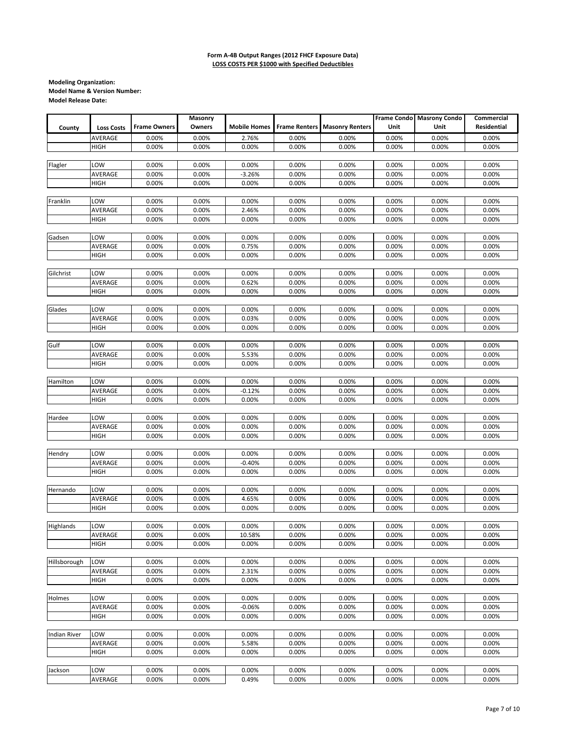**Form A-4B Output Ranges (2012 FHCF Exposure Data)**
**LOSS COSTS PER $1000 with Specified Deductibles**

**Modeling Organization:**
**Model Name & Version Number:**
**Model Release Date:**

| County | Loss Costs | Frame Owners | Masonry Owners | Mobile Homes | Frame Renters | Masonry Renters | Frame Condo Unit | Masrony Condo Unit | Commercial Residential |
|---|---|---|---|---|---|---|---|---|---|
| | AVERAGE | 0.00% | 0.00% | 2.76% | 0.00% | 0.00% | 0.00% | 0.00% | 0.00% |
| | HIGH | 0.00% | 0.00% | 0.00% | 0.00% | 0.00% | 0.00% | 0.00% | 0.00% |
| Flagler | LOW | 0.00% | 0.00% | 0.00% | 0.00% | 0.00% | 0.00% | 0.00% | 0.00% |
| | AVERAGE | 0.00% | 0.00% | -3.26% | 0.00% | 0.00% | 0.00% | 0.00% | 0.00% |
| | HIGH | 0.00% | 0.00% | 0.00% | 0.00% | 0.00% | 0.00% | 0.00% | 0.00% |
| Franklin | LOW | 0.00% | 0.00% | 0.00% | 0.00% | 0.00% | 0.00% | 0.00% | 0.00% |
| | AVERAGE | 0.00% | 0.00% | 2.46% | 0.00% | 0.00% | 0.00% | 0.00% | 0.00% |
| | HIGH | 0.00% | 0.00% | 0.00% | 0.00% | 0.00% | 0.00% | 0.00% | 0.00% |
| Gadsen | LOW | 0.00% | 0.00% | 0.00% | 0.00% | 0.00% | 0.00% | 0.00% | 0.00% |
| | AVERAGE | 0.00% | 0.00% | 0.75% | 0.00% | 0.00% | 0.00% | 0.00% | 0.00% |
| | HIGH | 0.00% | 0.00% | 0.00% | 0.00% | 0.00% | 0.00% | 0.00% | 0.00% |
| Gilchrist | LOW | 0.00% | 0.00% | 0.00% | 0.00% | 0.00% | 0.00% | 0.00% | 0.00% |
| | AVERAGE | 0.00% | 0.00% | 0.62% | 0.00% | 0.00% | 0.00% | 0.00% | 0.00% |
| | HIGH | 0.00% | 0.00% | 0.00% | 0.00% | 0.00% | 0.00% | 0.00% | 0.00% |
| Glades | LOW | 0.00% | 0.00% | 0.00% | 0.00% | 0.00% | 0.00% | 0.00% | 0.00% |
| | AVERAGE | 0.00% | 0.00% | 0.03% | 0.00% | 0.00% | 0.00% | 0.00% | 0.00% |
| | HIGH | 0.00% | 0.00% | 0.00% | 0.00% | 0.00% | 0.00% | 0.00% | 0.00% |
| Gulf | LOW | 0.00% | 0.00% | 0.00% | 0.00% | 0.00% | 0.00% | 0.00% | 0.00% |
| | AVERAGE | 0.00% | 0.00% | 5.53% | 0.00% | 0.00% | 0.00% | 0.00% | 0.00% |
| | HIGH | 0.00% | 0.00% | 0.00% | 0.00% | 0.00% | 0.00% | 0.00% | 0.00% |
| Hamilton | LOW | 0.00% | 0.00% | 0.00% | 0.00% | 0.00% | 0.00% | 0.00% | 0.00% |
| | AVERAGE | 0.00% | 0.00% | -0.12% | 0.00% | 0.00% | 0.00% | 0.00% | 0.00% |
| | HIGH | 0.00% | 0.00% | 0.00% | 0.00% | 0.00% | 0.00% | 0.00% | 0.00% |
| Hardee | LOW | 0.00% | 0.00% | 0.00% | 0.00% | 0.00% | 0.00% | 0.00% | 0.00% |
| | AVERAGE | 0.00% | 0.00% | 0.00% | 0.00% | 0.00% | 0.00% | 0.00% | 0.00% |
| | HIGH | 0.00% | 0.00% | 0.00% | 0.00% | 0.00% | 0.00% | 0.00% | 0.00% |
| Hendry | LOW | 0.00% | 0.00% | 0.00% | 0.00% | 0.00% | 0.00% | 0.00% | 0.00% |
| | AVERAGE | 0.00% | 0.00% | -0.40% | 0.00% | 0.00% | 0.00% | 0.00% | 0.00% |
| | HIGH | 0.00% | 0.00% | 0.00% | 0.00% | 0.00% | 0.00% | 0.00% | 0.00% |
| Hernando | LOW | 0.00% | 0.00% | 0.00% | 0.00% | 0.00% | 0.00% | 0.00% | 0.00% |
| | AVERAGE | 0.00% | 0.00% | 4.65% | 0.00% | 0.00% | 0.00% | 0.00% | 0.00% |
| | HIGH | 0.00% | 0.00% | 0.00% | 0.00% | 0.00% | 0.00% | 0.00% | 0.00% |
| Highlands | LOW | 0.00% | 0.00% | 0.00% | 0.00% | 0.00% | 0.00% | 0.00% | 0.00% |
| | AVERAGE | 0.00% | 0.00% | 10.58% | 0.00% | 0.00% | 0.00% | 0.00% | 0.00% |
| | HIGH | 0.00% | 0.00% | 0.00% | 0.00% | 0.00% | 0.00% | 0.00% | 0.00% |
| Hillsborough | LOW | 0.00% | 0.00% | 0.00% | 0.00% | 0.00% | 0.00% | 0.00% | 0.00% |
| | AVERAGE | 0.00% | 0.00% | 2.31% | 0.00% | 0.00% | 0.00% | 0.00% | 0.00% |
| | HIGH | 0.00% | 0.00% | 0.00% | 0.00% | 0.00% | 0.00% | 0.00% | 0.00% |
| Holmes | LOW | 0.00% | 0.00% | 0.00% | 0.00% | 0.00% | 0.00% | 0.00% | 0.00% |
| | AVERAGE | 0.00% | 0.00% | -0.06% | 0.00% | 0.00% | 0.00% | 0.00% | 0.00% |
| | HIGH | 0.00% | 0.00% | 0.00% | 0.00% | 0.00% | 0.00% | 0.00% | 0.00% |
| Indian River | LOW | 0.00% | 0.00% | 0.00% | 0.00% | 0.00% | 0.00% | 0.00% | 0.00% |
| | AVERAGE | 0.00% | 0.00% | 5.58% | 0.00% | 0.00% | 0.00% | 0.00% | 0.00% |
| | HIGH | 0.00% | 0.00% | 0.00% | 0.00% | 0.00% | 0.00% | 0.00% | 0.00% |
| Jackson | LOW | 0.00% | 0.00% | 0.00% | 0.00% | 0.00% | 0.00% | 0.00% | 0.00% |
| | AVERAGE | 0.00% | 0.00% | 0.49% | 0.00% | 0.00% | 0.00% | 0.00% | 0.00% |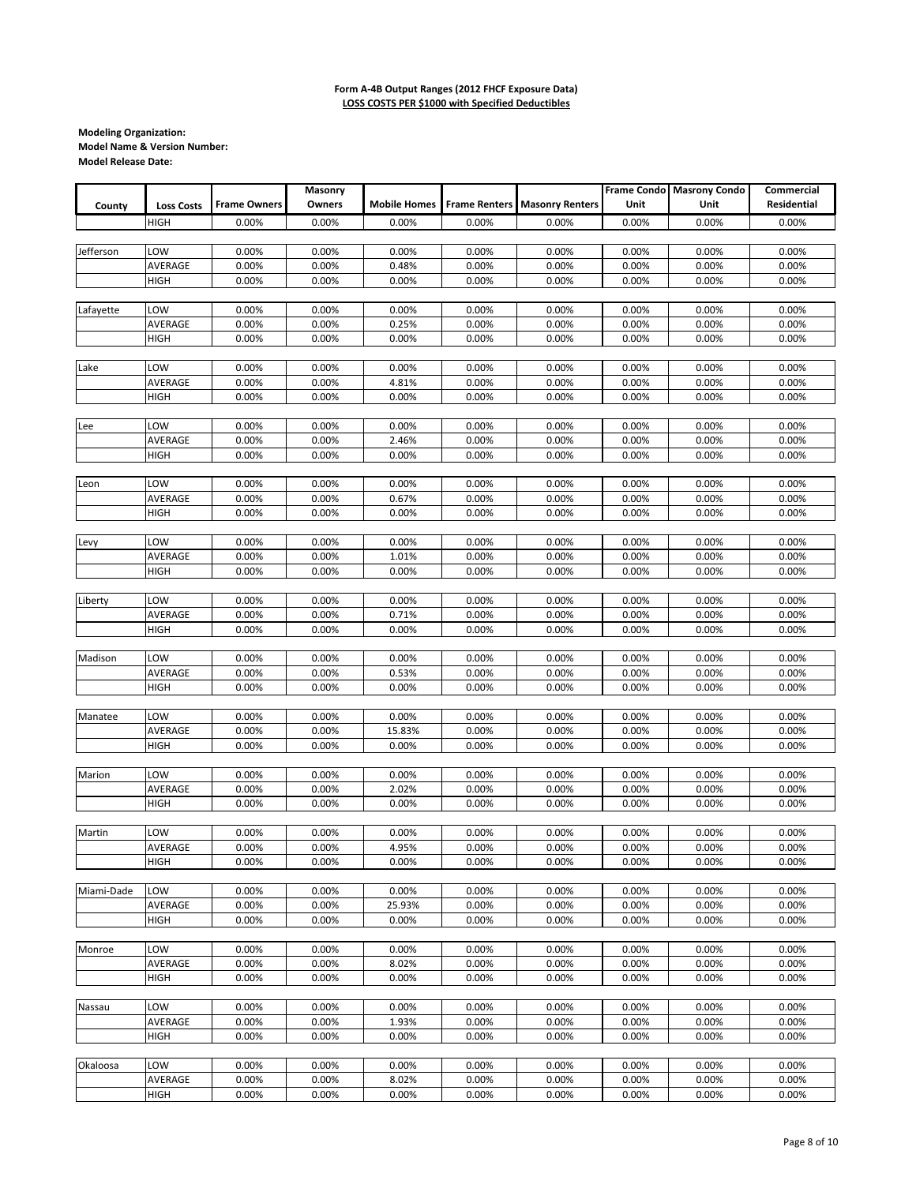**Form A-4B Output Ranges (2012 FHCF Exposure Data)**
**LOSS COSTS PER $1000 with Specified Deductibles**

**Modeling Organization:**
**Model Name & Version Number:**
**Model Release Date:**

| County | Loss Costs | Frame Owners | Masonry Owners | Mobile Homes | Frame Renters | Masonry Renters | Frame Condo Unit | Masrony Condo Unit | Commercial Residential |
|---|---|---|---|---|---|---|---|---|---|
| | HIGH | 0.00% | 0.00% | 0.00% | 0.00% | 0.00% | 0.00% | 0.00% | 0.00% |
| Jefferson | LOW | 0.00% | 0.00% | 0.00% | 0.00% | 0.00% | 0.00% | 0.00% | 0.00% |
| | AVERAGE | 0.00% | 0.00% | 0.48% | 0.00% | 0.00% | 0.00% | 0.00% | 0.00% |
| | HIGH | 0.00% | 0.00% | 0.00% | 0.00% | 0.00% | 0.00% | 0.00% | 0.00% |
| Lafayette | LOW | 0.00% | 0.00% | 0.00% | 0.00% | 0.00% | 0.00% | 0.00% | 0.00% |
| | AVERAGE | 0.00% | 0.00% | 0.25% | 0.00% | 0.00% | 0.00% | 0.00% | 0.00% |
| | HIGH | 0.00% | 0.00% | 0.00% | 0.00% | 0.00% | 0.00% | 0.00% | 0.00% |
| Lake | LOW | 0.00% | 0.00% | 0.00% | 0.00% | 0.00% | 0.00% | 0.00% | 0.00% |
| | AVERAGE | 0.00% | 0.00% | 4.81% | 0.00% | 0.00% | 0.00% | 0.00% | 0.00% |
| | HIGH | 0.00% | 0.00% | 0.00% | 0.00% | 0.00% | 0.00% | 0.00% | 0.00% |
| Lee | LOW | 0.00% | 0.00% | 0.00% | 0.00% | 0.00% | 0.00% | 0.00% | 0.00% |
| | AVERAGE | 0.00% | 0.00% | 2.46% | 0.00% | 0.00% | 0.00% | 0.00% | 0.00% |
| | HIGH | 0.00% | 0.00% | 0.00% | 0.00% | 0.00% | 0.00% | 0.00% | 0.00% |
| Leon | LOW | 0.00% | 0.00% | 0.00% | 0.00% | 0.00% | 0.00% | 0.00% | 0.00% |
| | AVERAGE | 0.00% | 0.00% | 0.67% | 0.00% | 0.00% | 0.00% | 0.00% | 0.00% |
| | HIGH | 0.00% | 0.00% | 0.00% | 0.00% | 0.00% | 0.00% | 0.00% | 0.00% |
| Levy | LOW | 0.00% | 0.00% | 0.00% | 0.00% | 0.00% | 0.00% | 0.00% | 0.00% |
| | AVERAGE | 0.00% | 0.00% | 1.01% | 0.00% | 0.00% | 0.00% | 0.00% | 0.00% |
| | HIGH | 0.00% | 0.00% | 0.00% | 0.00% | 0.00% | 0.00% | 0.00% | 0.00% |
| Liberty | LOW | 0.00% | 0.00% | 0.00% | 0.00% | 0.00% | 0.00% | 0.00% | 0.00% |
| | AVERAGE | 0.00% | 0.00% | 0.71% | 0.00% | 0.00% | 0.00% | 0.00% | 0.00% |
| | HIGH | 0.00% | 0.00% | 0.00% | 0.00% | 0.00% | 0.00% | 0.00% | 0.00% |
| Madison | LOW | 0.00% | 0.00% | 0.00% | 0.00% | 0.00% | 0.00% | 0.00% | 0.00% |
| | AVERAGE | 0.00% | 0.00% | 0.53% | 0.00% | 0.00% | 0.00% | 0.00% | 0.00% |
| | HIGH | 0.00% | 0.00% | 0.00% | 0.00% | 0.00% | 0.00% | 0.00% | 0.00% |
| Manatee | LOW | 0.00% | 0.00% | 0.00% | 0.00% | 0.00% | 0.00% | 0.00% | 0.00% |
| | AVERAGE | 0.00% | 0.00% | 15.83% | 0.00% | 0.00% | 0.00% | 0.00% | 0.00% |
| | HIGH | 0.00% | 0.00% | 0.00% | 0.00% | 0.00% | 0.00% | 0.00% | 0.00% |
| Marion | LOW | 0.00% | 0.00% | 0.00% | 0.00% | 0.00% | 0.00% | 0.00% | 0.00% |
| | AVERAGE | 0.00% | 0.00% | 2.02% | 0.00% | 0.00% | 0.00% | 0.00% | 0.00% |
| | HIGH | 0.00% | 0.00% | 0.00% | 0.00% | 0.00% | 0.00% | 0.00% | 0.00% |
| Martin | LOW | 0.00% | 0.00% | 0.00% | 0.00% | 0.00% | 0.00% | 0.00% | 0.00% |
| | AVERAGE | 0.00% | 0.00% | 4.95% | 0.00% | 0.00% | 0.00% | 0.00% | 0.00% |
| | HIGH | 0.00% | 0.00% | 0.00% | 0.00% | 0.00% | 0.00% | 0.00% | 0.00% |
| Miami-Dade | LOW | 0.00% | 0.00% | 0.00% | 0.00% | 0.00% | 0.00% | 0.00% | 0.00% |
| | AVERAGE | 0.00% | 0.00% | 25.93% | 0.00% | 0.00% | 0.00% | 0.00% | 0.00% |
| | HIGH | 0.00% | 0.00% | 0.00% | 0.00% | 0.00% | 0.00% | 0.00% | 0.00% |
| Monroe | LOW | 0.00% | 0.00% | 0.00% | 0.00% | 0.00% | 0.00% | 0.00% | 0.00% |
| | AVERAGE | 0.00% | 0.00% | 8.02% | 0.00% | 0.00% | 0.00% | 0.00% | 0.00% |
| | HIGH | 0.00% | 0.00% | 0.00% | 0.00% | 0.00% | 0.00% | 0.00% | 0.00% |
| Nassau | LOW | 0.00% | 0.00% | 0.00% | 0.00% | 0.00% | 0.00% | 0.00% | 0.00% |
| | AVERAGE | 0.00% | 0.00% | 1.93% | 0.00% | 0.00% | 0.00% | 0.00% | 0.00% |
| | HIGH | 0.00% | 0.00% | 0.00% | 0.00% | 0.00% | 0.00% | 0.00% | 0.00% |
| Okaloosa | LOW | 0.00% | 0.00% | 0.00% | 0.00% | 0.00% | 0.00% | 0.00% | 0.00% |
| | AVERAGE | 0.00% | 0.00% | 8.02% | 0.00% | 0.00% | 0.00% | 0.00% | 0.00% |
| | HIGH | 0.00% | 0.00% | 0.00% | 0.00% | 0.00% | 0.00% | 0.00% | 0.00% |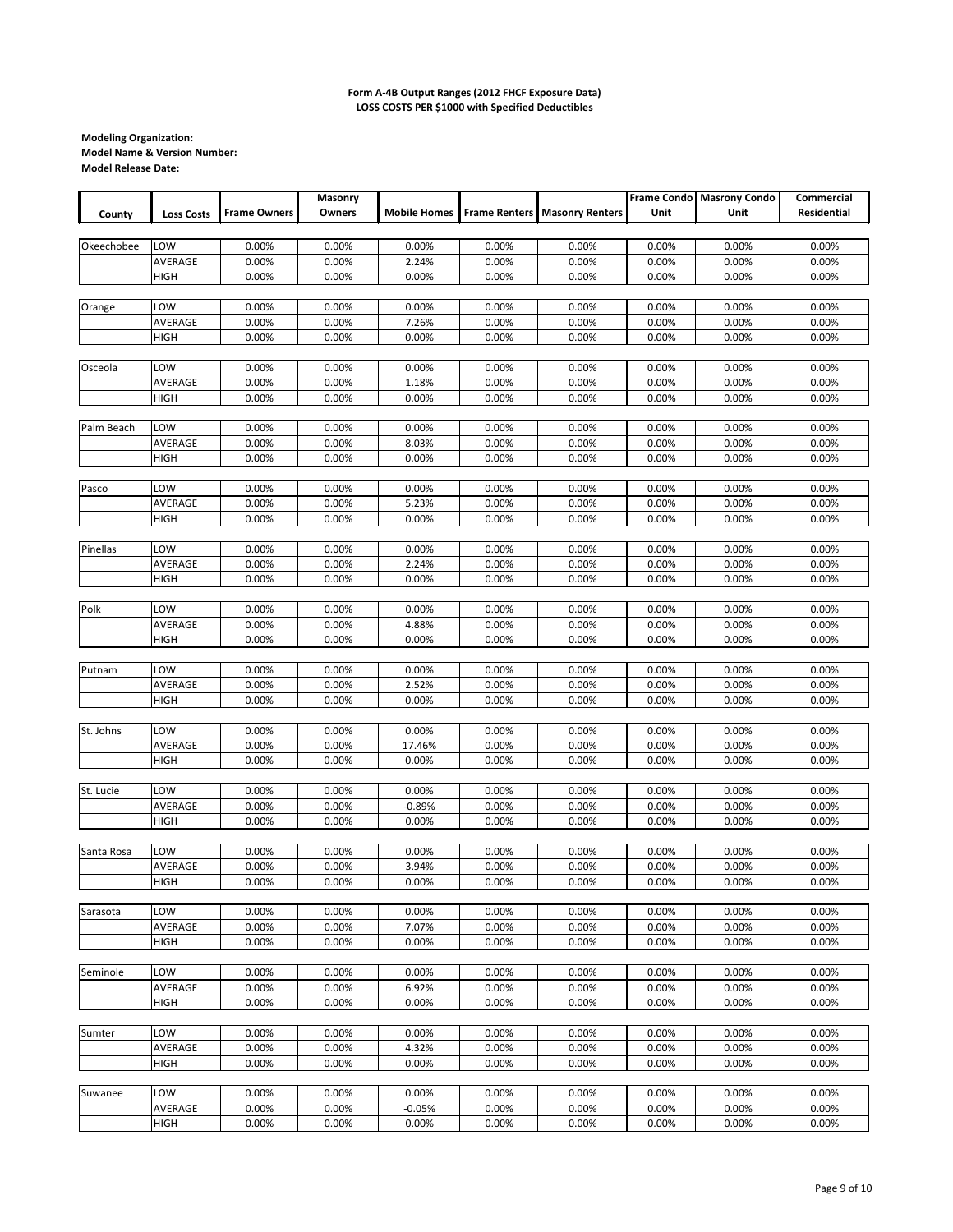**Form A-4B Output Ranges (2012 FHCF Exposure Data)**
**LOSS COSTS PER $1000 with Specified Deductibles**

**Modeling Organization:**
**Model Name & Version Number:**
**Model Release Date:**

| County | Loss Costs | Frame Owners | Masonry Owners | Mobile Homes | Frame Renters | Masonry Renters | Frame Condo Unit | Masrony Condo Unit | Commercial Residential |
|---|---|---|---|---|---|---|---|---|---|
| Okeechobee | LOW | 0.00% | 0.00% | 0.00% | 0.00% | 0.00% | 0.00% | 0.00% | 0.00% |
| | AVERAGE | 0.00% | 0.00% | 2.24% | 0.00% | 0.00% | 0.00% | 0.00% | 0.00% |
| | HIGH | 0.00% | 0.00% | 0.00% | 0.00% | 0.00% | 0.00% | 0.00% | 0.00% |
| Orange | LOW | 0.00% | 0.00% | 0.00% | 0.00% | 0.00% | 0.00% | 0.00% | 0.00% |
| | AVERAGE | 0.00% | 0.00% | 7.26% | 0.00% | 0.00% | 0.00% | 0.00% | 0.00% |
| | HIGH | 0.00% | 0.00% | 0.00% | 0.00% | 0.00% | 0.00% | 0.00% | 0.00% |
| Osceola | LOW | 0.00% | 0.00% | 0.00% | 0.00% | 0.00% | 0.00% | 0.00% | 0.00% |
| | AVERAGE | 0.00% | 0.00% | 1.18% | 0.00% | 0.00% | 0.00% | 0.00% | 0.00% |
| | HIGH | 0.00% | 0.00% | 0.00% | 0.00% | 0.00% | 0.00% | 0.00% | 0.00% |
| Palm Beach | LOW | 0.00% | 0.00% | 0.00% | 0.00% | 0.00% | 0.00% | 0.00% | 0.00% |
| | AVERAGE | 0.00% | 0.00% | 8.03% | 0.00% | 0.00% | 0.00% | 0.00% | 0.00% |
| | HIGH | 0.00% | 0.00% | 0.00% | 0.00% | 0.00% | 0.00% | 0.00% | 0.00% |
| Pasco | LOW | 0.00% | 0.00% | 0.00% | 0.00% | 0.00% | 0.00% | 0.00% | 0.00% |
| | AVERAGE | 0.00% | 0.00% | 5.23% | 0.00% | 0.00% | 0.00% | 0.00% | 0.00% |
| | HIGH | 0.00% | 0.00% | 0.00% | 0.00% | 0.00% | 0.00% | 0.00% | 0.00% |
| Pinellas | LOW | 0.00% | 0.00% | 0.00% | 0.00% | 0.00% | 0.00% | 0.00% | 0.00% |
| | AVERAGE | 0.00% | 0.00% | 2.24% | 0.00% | 0.00% | 0.00% | 0.00% | 0.00% |
| | HIGH | 0.00% | 0.00% | 0.00% | 0.00% | 0.00% | 0.00% | 0.00% | 0.00% |
| Polk | LOW | 0.00% | 0.00% | 0.00% | 0.00% | 0.00% | 0.00% | 0.00% | 0.00% |
| | AVERAGE | 0.00% | 0.00% | 4.88% | 0.00% | 0.00% | 0.00% | 0.00% | 0.00% |
| | HIGH | 0.00% | 0.00% | 0.00% | 0.00% | 0.00% | 0.00% | 0.00% | 0.00% |
| Putnam | LOW | 0.00% | 0.00% | 0.00% | 0.00% | 0.00% | 0.00% | 0.00% | 0.00% |
| | AVERAGE | 0.00% | 0.00% | 2.52% | 0.00% | 0.00% | 0.00% | 0.00% | 0.00% |
| | HIGH | 0.00% | 0.00% | 0.00% | 0.00% | 0.00% | 0.00% | 0.00% | 0.00% |
| St. Johns | LOW | 0.00% | 0.00% | 0.00% | 0.00% | 0.00% | 0.00% | 0.00% | 0.00% |
| | AVERAGE | 0.00% | 0.00% | 17.46% | 0.00% | 0.00% | 0.00% | 0.00% | 0.00% |
| | HIGH | 0.00% | 0.00% | 0.00% | 0.00% | 0.00% | 0.00% | 0.00% | 0.00% |
| St. Lucie | LOW | 0.00% | 0.00% | 0.00% | 0.00% | 0.00% | 0.00% | 0.00% | 0.00% |
| | AVERAGE | 0.00% | 0.00% | -0.89% | 0.00% | 0.00% | 0.00% | 0.00% | 0.00% |
| | HIGH | 0.00% | 0.00% | 0.00% | 0.00% | 0.00% | 0.00% | 0.00% | 0.00% |
| Santa Rosa | LOW | 0.00% | 0.00% | 0.00% | 0.00% | 0.00% | 0.00% | 0.00% | 0.00% |
| | AVERAGE | 0.00% | 0.00% | 3.94% | 0.00% | 0.00% | 0.00% | 0.00% | 0.00% |
| | HIGH | 0.00% | 0.00% | 0.00% | 0.00% | 0.00% | 0.00% | 0.00% | 0.00% |
| Sarasota | LOW | 0.00% | 0.00% | 0.00% | 0.00% | 0.00% | 0.00% | 0.00% | 0.00% |
| | AVERAGE | 0.00% | 0.00% | 7.07% | 0.00% | 0.00% | 0.00% | 0.00% | 0.00% |
| | HIGH | 0.00% | 0.00% | 0.00% | 0.00% | 0.00% | 0.00% | 0.00% | 0.00% |
| Seminole | LOW | 0.00% | 0.00% | 0.00% | 0.00% | 0.00% | 0.00% | 0.00% | 0.00% |
| | AVERAGE | 0.00% | 0.00% | 6.92% | 0.00% | 0.00% | 0.00% | 0.00% | 0.00% |
| | HIGH | 0.00% | 0.00% | 0.00% | 0.00% | 0.00% | 0.00% | 0.00% | 0.00% |
| Sumter | LOW | 0.00% | 0.00% | 0.00% | 0.00% | 0.00% | 0.00% | 0.00% | 0.00% |
| | AVERAGE | 0.00% | 0.00% | 4.32% | 0.00% | 0.00% | 0.00% | 0.00% | 0.00% |
| | HIGH | 0.00% | 0.00% | 0.00% | 0.00% | 0.00% | 0.00% | 0.00% | 0.00% |
| Suwanee | LOW | 0.00% | 0.00% | 0.00% | 0.00% | 0.00% | 0.00% | 0.00% | 0.00% |
| | AVERAGE | 0.00% | 0.00% | -0.05% | 0.00% | 0.00% | 0.00% | 0.00% | 0.00% |
| | HIGH | 0.00% | 0.00% | 0.00% | 0.00% | 0.00% | 0.00% | 0.00% | 0.00% |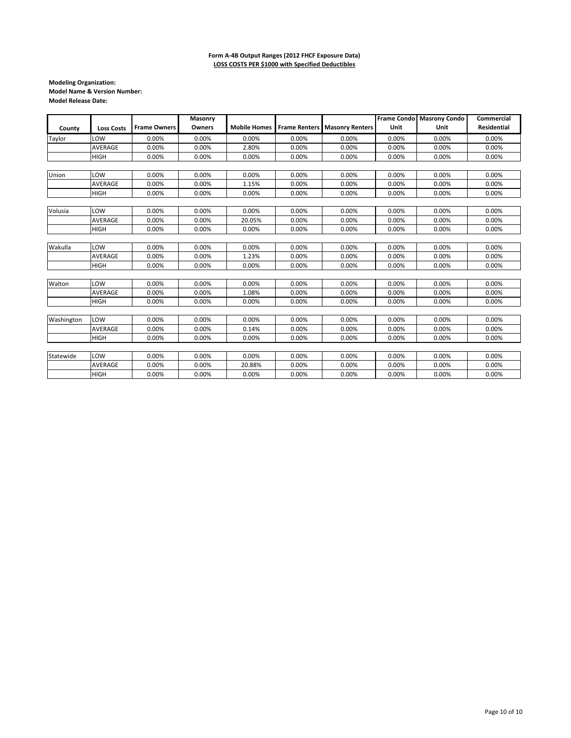**Form A-4B Output Ranges (2012 FHCF Exposure Data)**
**LOSS COSTS PER $1000 with Specified Deductibles**

**Modeling Organization:**
**Model Name & Version Number:**
**Model Release Date:**

| County | Loss Costs | Frame Owners | Masonry Owners | Mobile Homes | Frame Renters | Masonry Renters | Frame Condo Unit | Masrony Condo Unit | Commercial Residential |
|---|---|---|---|---|---|---|---|---|---|
| Taylor | LOW | 0.00% | 0.00% | 0.00% | 0.00% | 0.00% | 0.00% | 0.00% | 0.00% |
| | AVERAGE | 0.00% | 0.00% | 2.80% | 0.00% | 0.00% | 0.00% | 0.00% | 0.00% |
| | HIGH | 0.00% | 0.00% | 0.00% | 0.00% | 0.00% | 0.00% | 0.00% | 0.00% |
| Union | LOW | 0.00% | 0.00% | 0.00% | 0.00% | 0.00% | 0.00% | 0.00% | 0.00% |
| | AVERAGE | 0.00% | 0.00% | 1.15% | 0.00% | 0.00% | 0.00% | 0.00% | 0.00% |
| | HIGH | 0.00% | 0.00% | 0.00% | 0.00% | 0.00% | 0.00% | 0.00% | 0.00% |
| Volusia | LOW | 0.00% | 0.00% | 0.00% | 0.00% | 0.00% | 0.00% | 0.00% | 0.00% |
| | AVERAGE | 0.00% | 0.00% | 20.05% | 0.00% | 0.00% | 0.00% | 0.00% | 0.00% |
| | HIGH | 0.00% | 0.00% | 0.00% | 0.00% | 0.00% | 0.00% | 0.00% | 0.00% |
| Wakulla | LOW | 0.00% | 0.00% | 0.00% | 0.00% | 0.00% | 0.00% | 0.00% | 0.00% |
| | AVERAGE | 0.00% | 0.00% | 1.23% | 0.00% | 0.00% | 0.00% | 0.00% | 0.00% |
| | HIGH | 0.00% | 0.00% | 0.00% | 0.00% | 0.00% | 0.00% | 0.00% | 0.00% |
| Walton | LOW | 0.00% | 0.00% | 0.00% | 0.00% | 0.00% | 0.00% | 0.00% | 0.00% |
| | AVERAGE | 0.00% | 0.00% | 1.08% | 0.00% | 0.00% | 0.00% | 0.00% | 0.00% |
| | HIGH | 0.00% | 0.00% | 0.00% | 0.00% | 0.00% | 0.00% | 0.00% | 0.00% |
| Washington | LOW | 0.00% | 0.00% | 0.00% | 0.00% | 0.00% | 0.00% | 0.00% | 0.00% |
| | AVERAGE | 0.00% | 0.00% | 0.14% | 0.00% | 0.00% | 0.00% | 0.00% | 0.00% |
| | HIGH | 0.00% | 0.00% | 0.00% | 0.00% | 0.00% | 0.00% | 0.00% | 0.00% |
| Statewide | LOW | 0.00% | 0.00% | 0.00% | 0.00% | 0.00% | 0.00% | 0.00% | 0.00% |
| | AVERAGE | 0.00% | 0.00% | 20.88% | 0.00% | 0.00% | 0.00% | 0.00% | 0.00% |
| | HIGH | 0.00% | 0.00% | 0.00% | 0.00% | 0.00% | 0.00% | 0.00% | 0.00% |